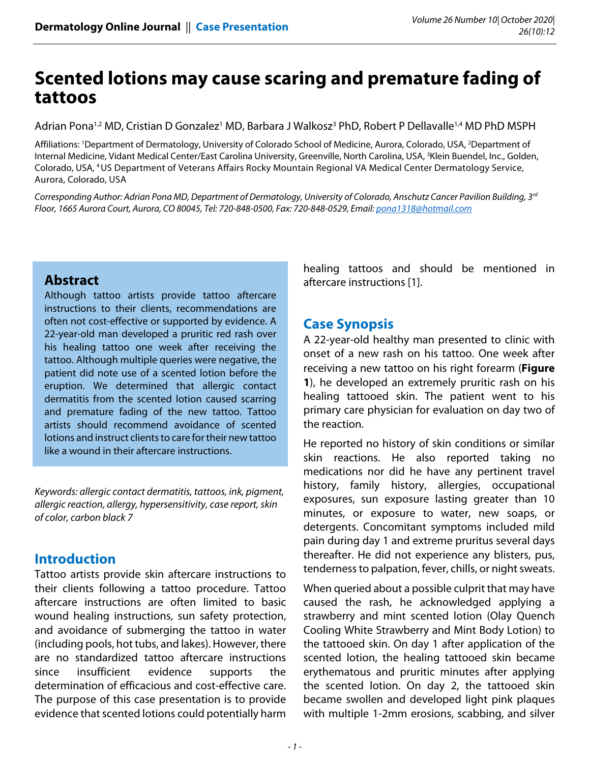# Scented lotions may cause scaring and premature fading of tattoos

Adrian Pona[1,2] MD, Cristian D Gonzalez[1] MD, Barbara J Walkosz[3] PhD, Robert P Dellavalle[1,4] MD PhD MSPH

Affiliations: [1]Department of Dermatology, University of Colorado School of Medicine, Aurora, Colorado, USA, [2]Department of Internal Medicine, Vidant Medical Center/East Carolina University, Greenville, North Carolina, USA, [3]Klein Buendel, Inc., Golden, Colorado, USA, [4]US Department of Veterans Affairs Rocky Mountain Regional VA Medical Center Dermatology Service, Aurora, Colorado, USA

*Corresponding Author: Adrian Pona MD, Department of Dermatology, University of Colorado, Anschutz Cancer Pavilion Building, 3rd Floor, 1665 Aurora Court, Aurora, CO 80045, Tel: 720-848-0500, Fax: 720-848-0529, Email: pona1318@hotmail.com*

## Abstract

Although tattoo artists provide tattoo aftercare instructions to their clients, recommendations are often not cost-effective or supported by evidence. A 22-year-old man developed a pruritic red rash over his healing tattoo one week after receiving the tattoo. Although multiple queries were negative, the patient did note use of a scented lotion before the eruption. We determined that allergic contact dermatitis from the scented lotion caused scarring and premature fading of the new tattoo. Tattoo artists should recommend avoidance of scented lotions and instruct clients to care for their new tattoo like a wound in their aftercare instructions.

*Keywords: allergic contact dermatitis, tattoos, ink, pigment, allergic reaction, allergy, hypersensitivity, case report, skin of color, carbon black 7*

## Introduction

Tattoo artists provide skin aftercare instructions to their clients following a tattoo procedure. Tattoo aftercare instructions are often limited to basic wound healing instructions, sun safety protection, and avoidance of submerging the tattoo in water (including pools, hot tubs, and lakes). However, there are no standardized tattoo aftercare instructions since insufficient evidence supports the determination of efficacious and cost-effective care. The purpose of this case presentation is to provide evidence that scented lotions could potentially harm healing tattoos and should be mentioned in aftercare instructions [1].

## Case Synopsis

A 22-year-old healthy man presented to clinic with onset of a new rash on his tattoo. One week after receiving a new tattoo on his right forearm (**Figure 1**), he developed an extremely pruritic rash on his healing tattooed skin. The patient went to his primary care physician for evaluation on day two of the reaction.

He reported no history of skin conditions or similar skin reactions. He also reported taking no medications nor did he have any pertinent travel history, family history, allergies, occupational exposures, sun exposure lasting greater than 10 minutes, or exposure to water, new soaps, or detergents. Concomitant symptoms included mild pain during day 1 and extreme pruritus several days thereafter. He did not experience any blisters, pus, tenderness to palpation, fever, chills, or night sweats.

When queried about a possible culprit that may have caused the rash, he acknowledged applying a strawberry and mint scented lotion (Olay Quench Cooling White Strawberry and Mint Body Lotion) to the tattooed skin. On day 1 after application of the scented lotion, the healing tattooed skin became erythematous and pruritic minutes after applying the scented lotion. On day 2, the tattooed skin became swollen and developed light pink plaques with multiple 1-2mm erosions, scabbing, and silver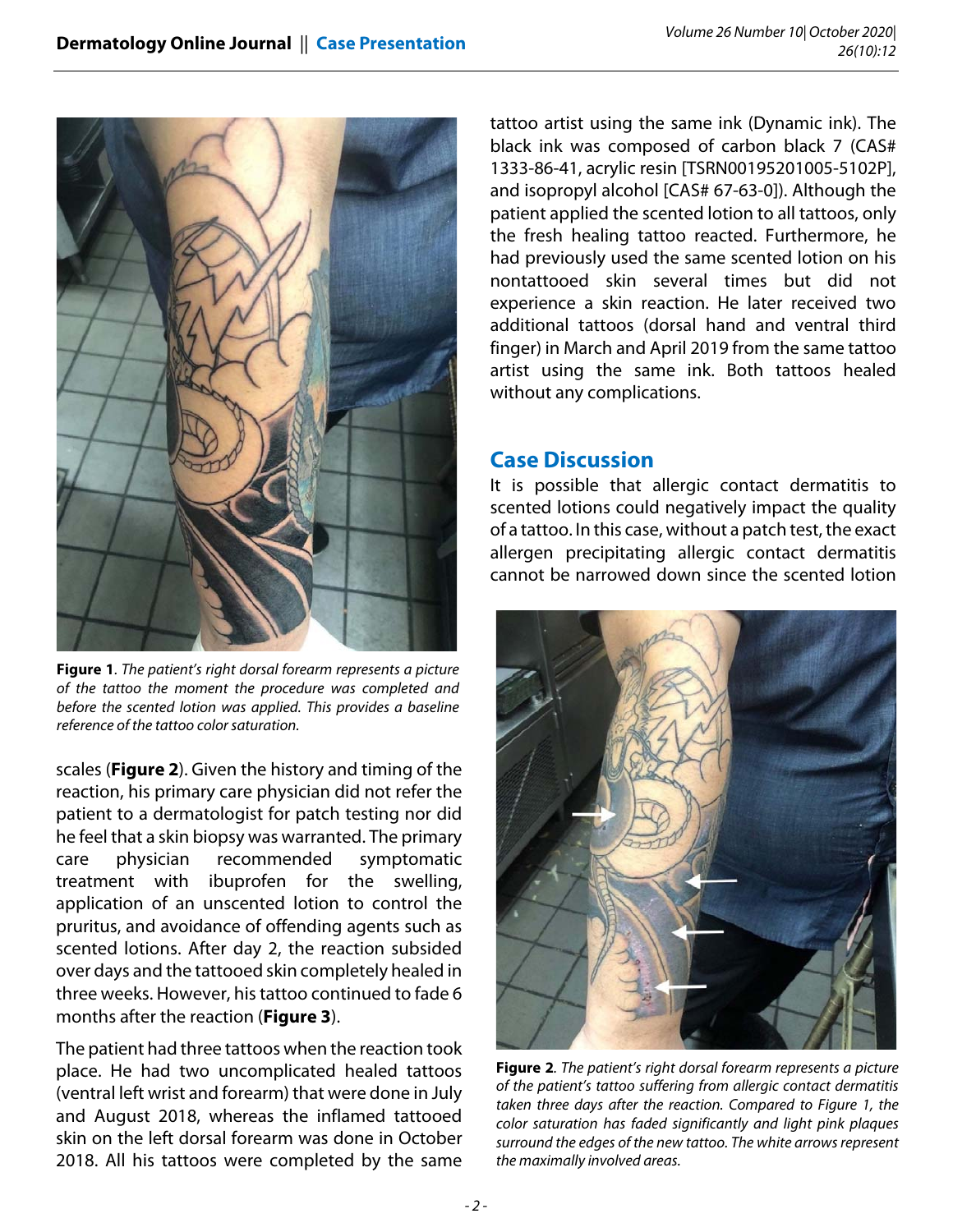**Figure 1**. *The patient's right dorsal forearm represents a picture of the tattoo the moment the procedure was completed and before the scented lotion was applied. This provides a baseline reference of the tattoo color saturation.*

scales (**Figure 2**). Given the history and timing of the reaction, his primary care physician did not refer the patient to a dermatologist for patch testing nor did he feel that a skin biopsy was warranted. The primary care physician recommended symptomatic treatment with ibuprofen for the swelling, application of an unscented lotion to control the pruritus, and avoidance of offending agents such as scented lotions. After day 2, the reaction subsided over days and the tattooed skin completely healed in three weeks. However, his tattoo continued to fade 6 months after the reaction (**Figure 3**).

The patient had three tattoos when the reaction took place. He had two uncomplicated healed tattoos (ventral left wrist and forearm) that were done in July and August 2018, whereas the inflamed tattooed skin on the left dorsal forearm was done in October 2018. All his tattoos were completed by the same tattoo artist using the same ink (Dynamic ink). The black ink was composed of carbon black 7 (CAS# 1333-86-41, acrylic resin [TSRN00195201005-5102P], and isopropyl alcohol [CAS# 67-63-0]). Although the patient applied the scented lotion to all tattoos, only the fresh healing tattoo reacted. Furthermore, he had previously used the same scented lotion on his nontattooed skin several times but did not experience a skin reaction. He later received two additional tattoos (dorsal hand and ventral third finger) in March and April 2019 from the same tattoo artist using the same ink. Both tattoos healed without any complications.

## Case Discussion

It is possible that allergic contact dermatitis to scented lotions could negatively impact the quality of a tattoo. In this case, without a patch test, the exact allergen precipitating allergic contact dermatitis cannot be narrowed down since the scented lotion

**Figure 2**. *The patient's right dorsal forearm represents a picture of the patient's tattoo suffering from allergic contact dermatitis taken three days after the reaction. Compared to Figure 1, the color saturation has faded significantly and light pink plaques surround the edges of the new tattoo. The white arrows represent the maximally involved areas.*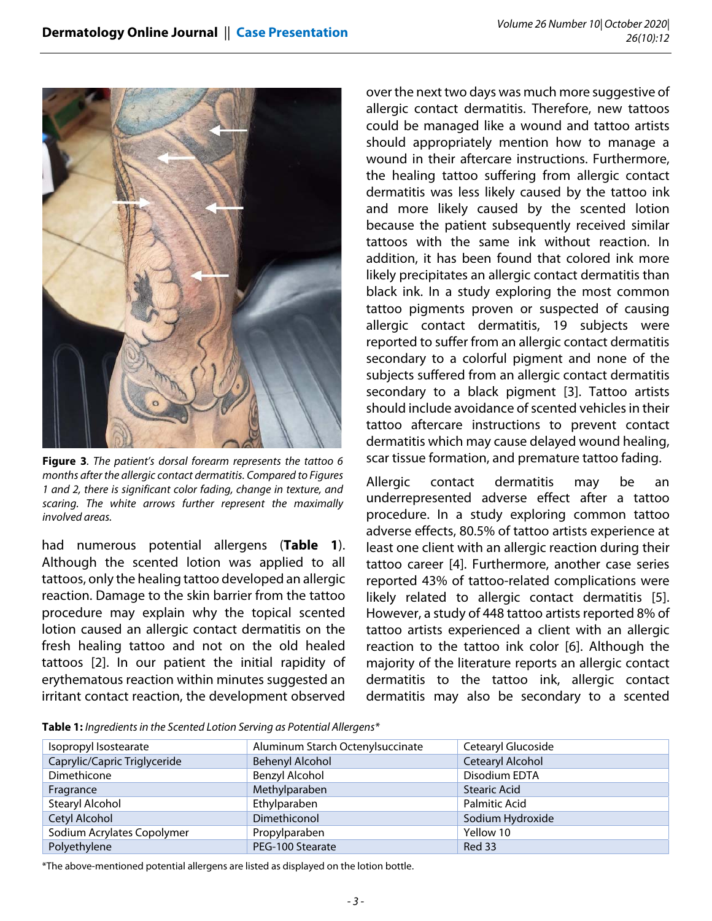**Figure 3**. *The patient's dorsal forearm represents the tattoo 6 months after the allergic contact dermatitis. Compared to Figures 1 and 2, there is significant color fading, change in texture, and scaring. The white arrows further represent the maximally involved areas.*

had numerous potential allergens (**Table 1**). Although the scented lotion was applied to all tattoos, only the healing tattoo developed an allergic reaction. Damage to the skin barrier from the tattoo procedure may explain why the topical scented lotion caused an allergic contact dermatitis on the fresh healing tattoo and not on the old healed tattoos [2]. In our patient the initial rapidity of erythematous reaction within minutes suggested an irritant contact reaction, the development observed over the next two days was much more suggestive of allergic contact dermatitis. Therefore, new tattoos could be managed like a wound and tattoo artists should appropriately mention how to manage a wound in their aftercare instructions. Furthermore, the healing tattoo suffering from allergic contact dermatitis was less likely caused by the tattoo ink and more likely caused by the scented lotion because the patient subsequently received similar tattoos with the same ink without reaction. In addition, it has been found that colored ink more likely precipitates an allergic contact dermatitis than black ink. In a study exploring the most common tattoo pigments proven or suspected of causing allergic contact dermatitis, 19 subjects were reported to suffer from an allergic contact dermatitis secondary to a colorful pigment and none of the subjects suffered from an allergic contact dermatitis secondary to a black pigment [3]. Tattoo artists should include avoidance of scented vehicles in their tattoo aftercare instructions to prevent contact dermatitis which may cause delayed wound healing, scar tissue formation, and premature tattoo fading.

Allergic contact dermatitis may be an underrepresented adverse effect after a tattoo procedure. In a study exploring common tattoo adverse effects, 80.5% of tattoo artists experience at least one client with an allergic reaction during their tattoo career [4]. Furthermore, another case series reported 43% of tattoo-related complications were likely related to allergic contact dermatitis [5]. However, a study of 448 tattoo artists reported 8% of tattoo artists experienced a client with an allergic reaction to the tattoo ink color [6]. Although the majority of the literature reports an allergic contact dermatitis to the tattoo ink, allergic contact dermatitis may also be secondary to a scented

**Table 1:** *Ingredients in the Scented Lotion Serving as Potential Allergens**

| | | |
|---|---|---|
| Isopropyl Isostearate | Aluminum Starch Octenylsuccinate | Cetearyl Glucoside |
| Caprylic/Capric Triglyceride | Behenyl Alcohol | Cetearyl Alcohol |
| Dimethicone | Benzyl Alcohol | Disodium EDTA |
| Fragrance | Methylparaben | Stearic Acid |
| Stearyl Alcohol | Ethylparaben | Palmitic Acid |
| Cetyl Alcohol | Dimethiconol | Sodium Hydroxide |
| Sodium Acrylates Copolymer | Propylparaben | Yellow 10 |
| Polyethylene | PEG-100 Stearate | Red 33 |

*The above-mentioned potential allergens are listed as displayed on the lotion bottle.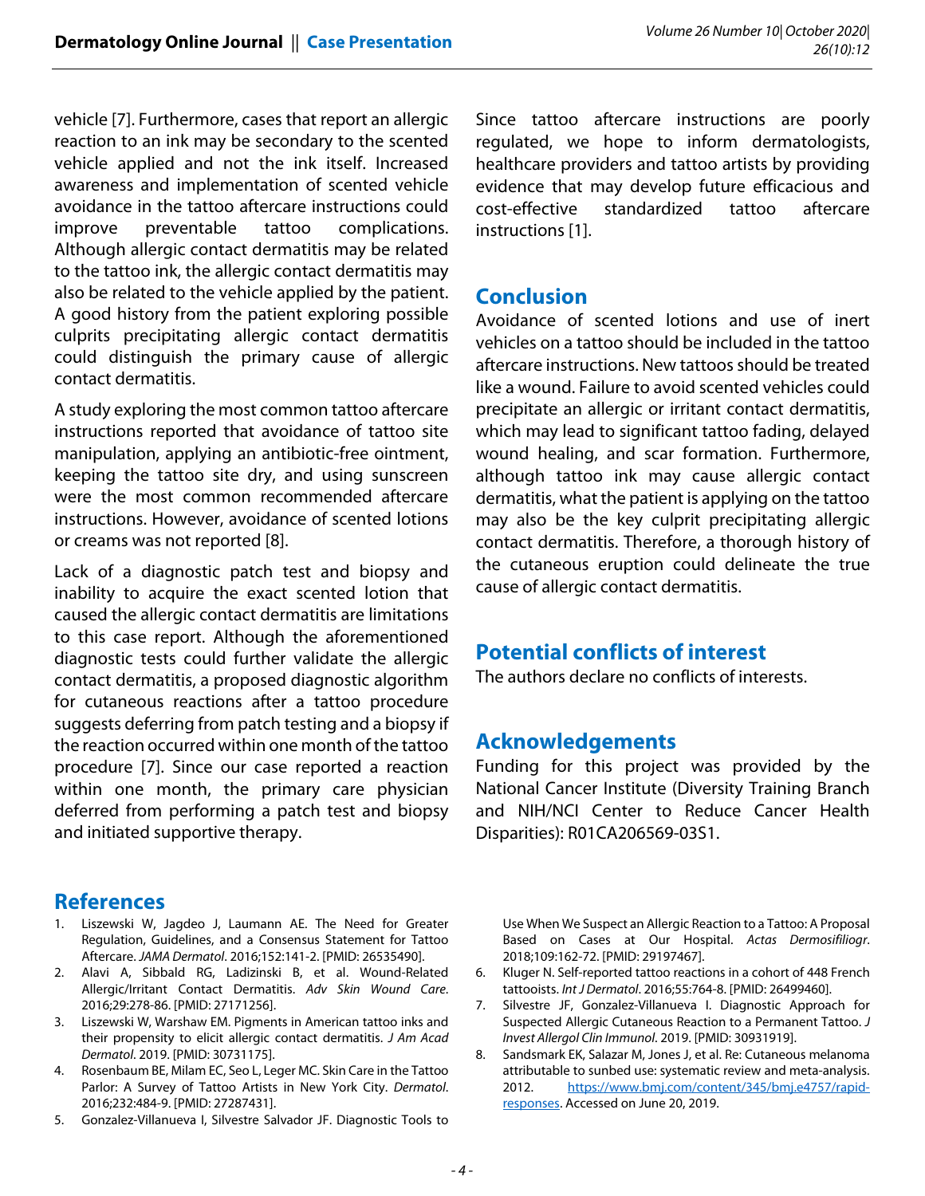vehicle [7]. Furthermore, cases that report an allergic reaction to an ink may be secondary to the scented vehicle applied and not the ink itself. Increased awareness and implementation of scented vehicle avoidance in the tattoo aftercare instructions could improve preventable tattoo complications. Although allergic contact dermatitis may be related to the tattoo ink, the allergic contact dermatitis may also be related to the vehicle applied by the patient. A good history from the patient exploring possible culprits precipitating allergic contact dermatitis could distinguish the primary cause of allergic contact dermatitis.

A study exploring the most common tattoo aftercare instructions reported that avoidance of tattoo site manipulation, applying an antibiotic-free ointment, keeping the tattoo site dry, and using sunscreen were the most common recommended aftercare instructions. However, avoidance of scented lotions or creams was not reported [8].

Lack of a diagnostic patch test and biopsy and inability to acquire the exact scented lotion that caused the allergic contact dermatitis are limitations to this case report. Although the aforementioned diagnostic tests could further validate the allergic contact dermatitis, a proposed diagnostic algorithm for cutaneous reactions after a tattoo procedure suggests deferring from patch testing and a biopsy if the reaction occurred within one month of the tattoo procedure [7]. Since our case reported a reaction within one month, the primary care physician deferred from performing a patch test and biopsy and initiated supportive therapy.

Since tattoo aftercare instructions are poorly regulated, we hope to inform dermatologists, healthcare providers and tattoo artists by providing evidence that may develop future efficacious and cost-effective standardized tattoo aftercare instructions [1].

## Conclusion

Avoidance of scented lotions and use of inert vehicles on a tattoo should be included in the tattoo aftercare instructions. New tattoos should be treated like a wound. Failure to avoid scented vehicles could precipitate an allergic or irritant contact dermatitis, which may lead to significant tattoo fading, delayed wound healing, and scar formation. Furthermore, although tattoo ink may cause allergic contact dermatitis, what the patient is applying on the tattoo may also be the key culprit precipitating allergic contact dermatitis. Therefore, a thorough history of the cutaneous eruption could delineate the true cause of allergic contact dermatitis.

## Potential conflicts of interest

The authors declare no conflicts of interests.

## Acknowledgements

Funding for this project was provided by the National Cancer Institute (Diversity Training Branch and NIH/NCI Center to Reduce Cancer Health Disparities): R01CA206569-03S1.

## References

1. Liszewski W, Jagdeo J, Laumann AE. The Need for Greater Regulation, Guidelines, and a Consensus Statement for Tattoo Aftercare. *JAMA Dermatol*. 2016;152:141-2. [PMID: 26535490].
2. Alavi A, Sibbald RG, Ladizinski B, et al. Wound-Related Allergic/Irritant Contact Dermatitis. *Adv Skin Wound Care*. 2016;29:278-86. [PMID: 27171256].
3. Liszewski W, Warshaw EM. Pigments in American tattoo inks and their propensity to elicit allergic contact dermatitis. *J Am Acad Dermatol*. 2019. [PMID: 30731175].
4. Rosenbaum BE, Milam EC, Seo L, Leger MC. Skin Care in the Tattoo Parlor: A Survey of Tattoo Artists in New York City. *Dermatol*. 2016;232:484-9. [PMID: 27287431].
5. Gonzalez-Villanueva I, Silvestre Salvador JF. Diagnostic Tools to Use When We Suspect an Allergic Reaction to a Tattoo: A Proposal Based on Cases at Our Hospital. *Actas Dermosifiliogr*. 2018;109:162-72. [PMID: 29197467].
6. Kluger N. Self-reported tattoo reactions in a cohort of 448 French tattooists. *Int J Dermatol*. 2016;55:764-8. [PMID: 26499460].
7. Silvestre JF, Gonzalez-Villanueva I. Diagnostic Approach for Suspected Allergic Cutaneous Reaction to a Permanent Tattoo. *J Invest Allergol Clin Immunol*. 2019. [PMID: 30931919].
8. Sandsmark EK, Salazar M, Jones J, et al. Re: Cutaneous melanoma attributable to sunbed use: systematic review and meta-analysis. 2012. https://www.bmj.com/content/345/bmj.e4757/rapid-responses. Accessed on June 20, 2019.